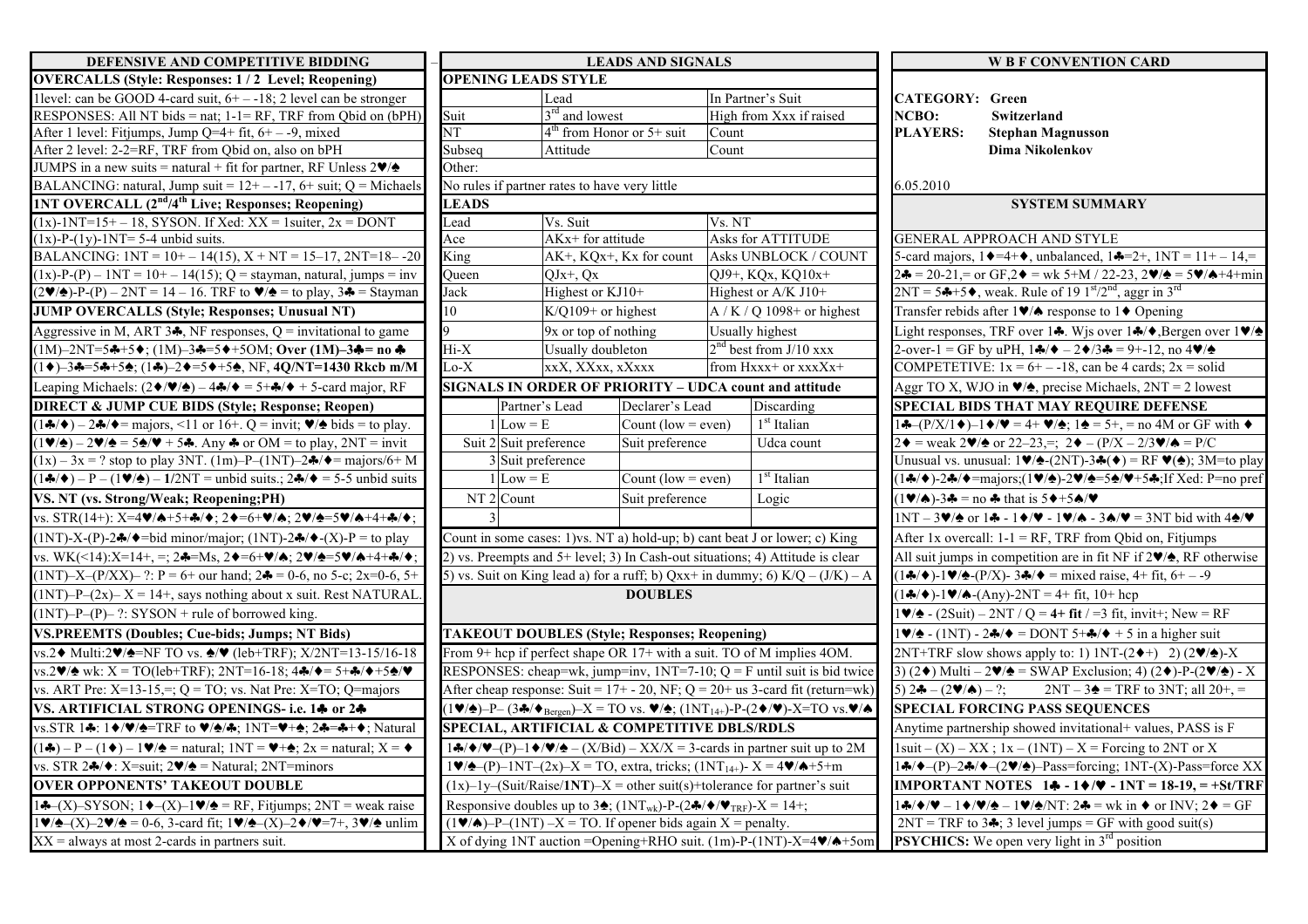## DEFENSIVE AND COMPETITIVE BIDDING

### OVERCALLS (Style: Responses: 1 / 2 Level; Reopening)

1level: can be GOOD 4-card suit, 6+ – -18; 2 level can be stronger

RESPONSES: All NT bids = nat; 1-1= RF, TRF from Qbid on (bPH)

After 1 level: Fitjumps, Jump Q=4+ fit, 6+ – -9, mixed

After 2 level: 2-2=RF, TRF from Qbid on, also on bPH

JUMPS in a new suits = natural + fit for partner, RF Unless 2♥/♠

BALANCING: natural, Jump suit = 12+ – -17, 6+ suit; Q = Michaels

### 1NT OVERCALL (2nd/4th Live; Responses; Reopening)

(1x)-1NT=15+ – 18, SYSON. If Xed: XX = 1suiter, 2x = DONT

(1x)-P-(1y)-1NT= 5-4 unbid suits.

BALANCING: 1NT = 10+ – 14(15), X + NT = 15–17, 2NT=18– -20

(1x)-P-(P) – 1NT = 10+ – 14(15); Q = stayman, natural, jumps = inv

(2♥/♠)-P-(P) – 2NT = 14 – 16. TRF to ♥/♠ = to play, 3♣ = Stayman

### JUMP OVERCALLS (Style; Responses; Unusual NT)

Aggressive in M, ART 3♣, NF responses, Q = invitational to game

(1M)–2NT=5♣+5♦; (1M)–3♣=5♦+5OM; **Over (1M)–3♣= no ♣**

(1♦)–3♣=5♣+5♠; (1♣)–2♦=5♦+5♠, NF, **4Q/NT=1430 Rkcb m/M**

Leaping Michaels: (2♦/♥/♠) – 4♣/♦ = 5+♣/♦ + 5-card major, RF

### DIRECT & JUMP CUE BIDS (Style; Response; Reopen)

(1♣/♦) – 2♣/♦= majors, <11 or 16+. Q = invit; ♥/♠ bids = to play.

(1♥/♠) – 2♥/♠ = 5♠/♥ + 5♣. Any ♣ or OM = to play, 2NT = invit

(1x) – 3x = ? stop to play 3NT. (1m)–P–(1NT)–2♣/♦= majors/6+ M

(1♣/♦) – P – (1♥/♠) – 1/2NT = unbid suits.; 2♣/♦ = 5-5 unbid suits

### VS. NT (vs. Strong/Weak; Reopening;PH)

vs. STR(14+): X=4♥/♠+5+♣/♦; 2♦=6+♥/♠; 2♥/♠=5♥/♠+4+♣/♦;

(1NT)-X-(P)-2♣/♦=bid minor/major; (1NT)-2♣/♦-(X)-P = to play

vs. WK(<14):X=14+, =; 2♣=Ms, 2♦=6+♥/♠; 2♥/♠=5♥/♠+4+♣/♦;

(1NT)–X–(P/XX)– ?: P = 6+ our hand; 2♣ = 0-6, no 5-c; 2x=0-6, 5+

(1NT)–P–(2x)– X = 14+, says nothing about x suit. Rest NATURAL.

(1NT)–P–(P)– ?: SYSON + rule of borrowed king.

### VS.PREEMTS (Doubles; Cue-bids; Jumps; NT Bids)

vs.2♦ Multi:2♥/♠=NF TO vs. ♠/♥ (leb+TRF); X/2NT=13-15/16-18

vs.2♥/♠ wk: X = TO(leb+TRF); 2NT=16-18; 4♣/♦= 5+♣/♦+5♠/♥

vs. ART Pre: X=13-15,=; Q = TO; vs. Nat Pre: X=TO; Q=majors

### VS. ARTIFICIAL STRONG OPENINGS- i.e. 1♣ or 2♣

vs.STR 1♣: 1♦/♥/♠=TRF to ♥/♠/♣; 1NT=♥+♠; 2♣=♣+♦; Natural

(1♣) – P – (1♦) – 1♥/♠ = natural; 1NT = ♥+♠; 2x = natural; X = ♦

vs. STR 2♣/♦: X=suit; 2♥/♠ = Natural; 2NT=minors

### OVER OPPONENTS' TAKEOUT DOUBLE

1♣–(X)–SYSON; 1♦–(X)–1♥/♠ = RF, Fitjumps; 2NT = weak raise

1♥/♠–(X)–2♥/♠ = 0-6, 3-card fit; 1♥/♠–(X)–2♦/♥=7+, 3♥/♠ unlim

XX = always at most 2-cards in partners suit.

## LEADS AND SIGNALS

### OPENING LEADS STYLE

| | Lead | In Partner's Suit |
|---|---|---|
| Suit | 3rd and lowest | High from Xxx if raised |
| NT | 4th from Honor or 5+ suit | Count |
| Subseq | Attitude | Count |
| Other: | | |

No rules if partner rates to have very little

### LEADS

| Lead | Vs. Suit | Vs. NT |
|---|---|---|
| Ace | AKx+ for attitude | Asks for ATTITUDE |
| King | AK+, KQx+, Kx for count | Asks UNBLOCK / COUNT |
| Queen | QJx+, Qx | QJ9+, KQx, KQ10x+ |
| Jack | Highest or KJ10+ | Highest or A/K J10+ |
| 10 | K/Q109+ or highest | A / K / Q 1098+ or highest |
| 9 | 9x or top of nothing | Usually highest |
| Hi-X | Usually doubleton | 2nd best from J/10 xxx |
| Lo-X | xxX, XXxx, xXxxx | from Hxxx+ or xxxXx+ |

### SIGNALS IN ORDER OF PRIORITY – UDCA count and attitude

| | | Partner's Lead | Declarer's Lead | Discarding |
|---|---|---|---|---|
| Suit | 1 | Low = E | Count (low = even) | 1st Italian |
| | 2 | Suit preference | Suit preference | Udca count |
| | 3 | Suit preference | | |
| NT | 1 | Low = E | Count (low = even) | 1st Italian |
| | 2 | Count | Suit preference | Logic |
| | 3 | | | |

Count in some cases: 1)vs. NT a) hold-up; b) cant beat J or lower; c) King

2) vs. Preempts and 5+ level; 3) In Cash-out situations; 4) Attitude is clear

5) vs. Suit on King lead a) for a ruff; b) Qxx+ in dummy; 6) K/Q – (J/K) – A

## DOUBLES

### TAKEOUT DOUBLES (Style; Responses; Reopening)

From 9+ hcp if perfect shape OR 17+ with a suit. TO of M implies 4OM.

RESPONSES: cheap=wk, jump=inv, 1NT=7-10; Q = F until suit is bid twice

After cheap response: Suit = 17+ - 20, NF; Q = 20+ us 3-card fit (return=wk)

(1♥/♠)–P– (3♣/♦Bergen)–X = TO vs. ♥/♠; (1NT14+)-P-(2♦/♥)-X=TO vs.♥/♠

### SPECIAL, ARTIFICIAL & COMPETITIVE DBLS/RDLS

1♣/♦/♥–(P)–1♦/♥/♠ – (X/Bid) – XX/X = 3-cards in partner suit up to 2M

1♥/♠–(P)–1NT–(2x)–X = TO, extra, tricks; (1NT14+)- X = 4♥/♠+5+m

(1x)–1y–(Suit/Raise/**1NT**)–X = other suit(s)+tolerance for partner's suit

Responsive doubles up to 3♠; (1NTwk)-P-(2♣/♦/♥TRF)-X = 14+;

(1♥/♠)–P–(1NT) –X = TO. If opener bids again X = penalty.

X of dying 1NT auction =Opening+RHO suit. (1m)-P-(1NT)-X=4♥/♠+5om

## W B F CONVENTION CARD

**CATEGORY:** Green

**NCBO:** Switzerland

**PLAYERS:** Stephan Magnusson

Dima Nikolenkov

6.05.2010

### SYSTEM SUMMARY

GENERAL APPROACH AND STYLE

5-card majors, 1♦=4+♦, unbalanced, 1♣=2+, 1NT = 11+ – 14,=

2♣ = 20-21,= or GF,2♦ = wk 5+M / 22-23, 2♥/♠ = 5♥/♠+4+min

2NT = 5♣+5♦, weak. Rule of 19 1st/2nd, aggr in 3rd

Transfer rebids after 1♥/♠ response to 1♦ Opening

Light responses, TRF over 1♣. Wjs over 1♣/♦,Bergen over 1♥/♠

2-over-1 = GF by uPH, 1♣/♦ – 2♦/3♣ = 9+-12, no 4♥/♠

COMPETETIVE: 1x = 6+ – -18, can be 4 cards; 2x = solid

Aggr TO X, WJO in ♥/♠, precise Michaels, 2NT = 2 lowest

### SPECIAL BIDS THAT MAY REQUIRE DEFENSE

1♣–(P/X/1♦)–1♦/♥ = 4+ ♥/♠; 1♠ = 5+, = no 4M or GF with ♦

2♦ = weak 2♥/♠ or 22–23,=; 2♦ – (P/X – 2/3♥/♠ = P/C

Unusual vs. unusual: 1♥/♠-(2NT)-3♣(♦) = RF ♥(♠); 3M=to play

(1♣/♦)-2♣/♦=majors;(1♥/♠)-2♥/♠=5♠/♥+5♣;If Xed: P=no pref

(1♥/♠)-3♣ = no ♣ that is 5♦+5♠/♥

1NT – 3♥/♠ or 1♣ - 1♦/♥ - 1♥/♠ - 3♠/♥ = 3NT bid with 4♠/♥

After 1x overcall: 1-1 = RF, TRF from Qbid on, Fitjumps

All suit jumps in competition are in fit NF if 2♥/♠, RF otherwise

(1♣/♦)-1♥/♠-(P/X)- 3♣/♦ = mixed raise, 4+ fit, 6+ – -9

(1♣/♦)-1♥/♠-(Any)-2NT = 4+ fit, 10+ hcp

1♥/♠ - (2Suit) – 2NT / Q = **4+ fit** / =3 fit, invit+; New = RF

1♥/♠ - (1NT) - 2♣/♦ = DONT 5+♣/♦ + 5 in a higher suit

2NT+TRF slow shows apply to: 1) 1NT-(2♦+) 2) (2♥/♠)-X

3) (2♦) Multi – 2♥/♠ = SWAP Exclusion; 4) (2♦)-P-(2♥/♠) - X

5) 2♣ – (2♥/♠) – ?; 2NT – 3♠ = TRF to 3NT; all 20+, =

### SPECIAL FORCING PASS SEQUENCES

Anytime partnership showed invitational+ values, PASS is F

1suit – (X) – XX ; 1x – (1NT) – X = Forcing to 2NT or X

1♣/♦–(P)–2♣/♦–(2♥/♠)–Pass=forcing; 1NT-(X)-Pass=force XX

**IMPORTANT NOTES 1♣ - 1♦/♥ - 1NT = 18-19, = +St/TRF**

1♣/♦/♥ – 1♦/♥/♠ – 1♥/♠/NT: 2♣ = wk in ♦ or INV; 2♦ = GF

2NT = TRF to 3♣; 3 level jumps = GF with good suit(s)

**PSYCHICS:** We open very light in 3rd position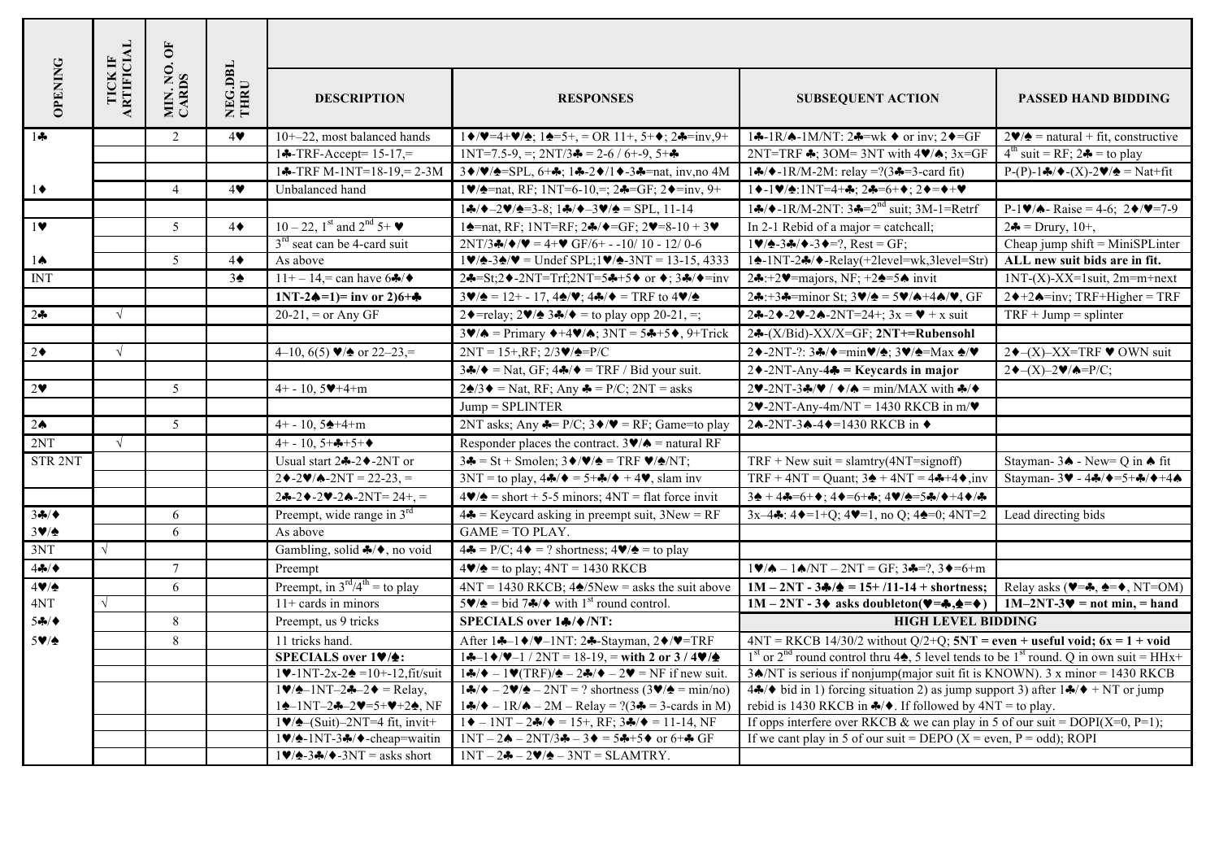| OPENING | TICK IF ARTIFICIAL | MIN. NO. OF CARDS | NEG.DBL THRU | DESCRIPTION | RESPONSES | SUBSEQUENT ACTION | PASSED HAND BIDDING |
|---|---|---|---|---|---|---|---|
| 1♣ | | 2 | 4♥ | 10+–22, most balanced hands | 1♦/♥=4+♥/♠; 1♠=5+, = OR 11+, 5+♦; 2♣=inv,9+ | 1♣-1R/♠-1M/NT: 2♣=wk ♦ or inv; 2♦=GF | 2♥/♠ = natural + fit, constructive |
| | | | | 1♣-TRF-Accept= 15-17,= | 1NT=7.5-9, =; 2NT/3♣ = 2-6 / 6+-9, 5+♣ | 2NT=TRF ♣; 3OM= 3NT with 4♥/♠; 3x=GF | 4th suit = RF; 2♣ = to play |
| | | | | 1♣-TRF M-1NT=18-19,= 2-3M | 3♦/♥/♠=SPL, 6+♣; 1♣-2♦/1♦-3♣=nat, inv,no 4M | 1♣/♦-1R/M-2M: relay =?(3♣=3-card fit) | P-(P)-1♣/♦-(X)-2♥/♠ = Nat+fit |
| 1♦ | | 4 | 4♥ | Unbalanced hand | 1♥/♠=nat, RF; 1NT=6-10,=; 2♣=GF; 2♦=inv, 9+ | 1♦-1♥/♠:1NT=4+♣; 2♣=6+♦; 2♦=♦+♥ | |
| | | | | | 1♣/♦–2♥/♠=3-8; 1♣/♦–3♥/♠ = SPL, 11-14 | 1♣/♦-1R/M-2NT: 3♣=2nd suit; 3M-1=Retrf | P-1♥/♠- Raise = 4-6; 2♦/♥=7-9 |
| 1♥ | | 5 | 4♦ | 10 – 22, 1st and 2nd 5+ ♥ | 1♠=nat, RF; 1NT=RF; 2♣/♦=GF; 2♥=8-10 + 3♥ | In 2-1 Rebid of a major = catchcall; | 2♣ = Drury, 10+, |
| | | | | 3rd seat can be 4-card suit | 2NT/3♣/♦/♥ = 4+♥ GF/6+ - -10/ 10 - 12/ 0-6 | 1♥/♠-3♣/♦-3♦=?, Rest = GF; | Cheap jump shift = MiniSPLinter |
| 1♠ | | 5 | 4♦ | As above | 1♥/♠-3♠/♥ = Undef SPL;1♥/♠-3NT = 13-15, 4333 | 1♠-1NT-2♣/♦-Relay(+2level=wk,3level=Str) | **ALL new suit bids are in fit.** |
| 1NT | | | 3♠ | 11+ – 14,= can have 6♣/♦ | 2♣=St;2♦-2NT=Trf;2NT=5♣+5♦ or ♦; 3♣/♦=inv | 2♣:+2♥=majors, NF; +2♠=5♠ invit | 1NT-(X)-XX=1suit, 2m=m+next |
| | | | | **1NT-2♠=1)= inv or 2)6+♣** | 3♥/♠ = 12+ - 17, 4♠/♥; 4♣/♦ = TRF to 4♥/♠ | 2♣:+3♣=minor St; 3♥/♠ = 5♥/♠+4♠/♥, GF | 2♦+2♠=inv; TRF+Higher = TRF |
| 2♣ | √ | | | 20-21, = or Any GF | 2♦=relay; 2♥/♠ 3♣/♦ = to play opp 20-21, =; | 2♣-2♦-2♥-2♠-2NT=24+; 3x = ♥ + x suit | TRF + Jump = splinter |
| | | | | | 3♥/♠ = Primary ♦+4♥/♠; 3NT = 5♣+5♦, 9+Trick | 2♣-(X/Bid)-XX/X=GF; **2NT+=Rubensohl** | |
| 2♦ | √ | | | 4–10, 6(5) ♥/♠ or 22–23,= | 2NT = 15+,RF; 2/3♥/♠=P/C | 2♦-2NT-?: 3♣/♦=min♥/♠; 3♥/♠=Max ♠/♥ | 2♦–(X)–XX=TRF ♥ OWN suit |
| | | | | | 3♣/♦ = Nat, GF; 4♣/♦ = TRF / Bid your suit. | **2♦-2NT-Any-4♣ = Keycards in major** | 2♦–(X)–2♥/♠=P/C; |
| 2♥ | | 5 | | 4+ - 10, 5♥+4+m | 2♠/3♦ = Nat, RF; Any ♣ = P/C; 2NT = asks | 2♥-2NT-3♣/♥ / ♦/♠ = min/MAX with ♣/♦ | |
| | | | | | Jump = SPLINTER | 2♥-2NT-Any-4m/NT = 1430 RKCB in m/♥ | |
| 2♠ | | 5 | | 4+ - 10, 5♠+4+m | 2NT asks; Any ♣= P/C; 3♦/♥ = RF; Game=to play | 2♠-2NT-3♠-4♦=1430 RKCB in ♦ | |
| 2NT | √ | | | 4+ - 10, 5+♣+5+♦ | Responder places the contract. 3♥/♠ = natural RF | | |
| STR 2NT | | | | Usual start 2♣-2♦-2NT or | 3♣ = St + Smolen; 3♦/♥/♠ = TRF ♥/♠/NT; | TRF + New suit = slamtry(4NT=signoff) | Stayman- 3♠ - New= Q in ♠ fit |
| | | | | 2♦-2♥/♠-2NT = 22-23, = | 3NT = to play, 4♣/♦ = 5+♣/♦ + 4♥, slam inv | TRF + 4NT = Quant; 3♠ + 4NT = 4♣+4♦,inv | Stayman- 3♥ - 4♣/♦=5+♣/♦+4♠ |
| | | | | 2♣-2♦-2♥-2♠-2NT= 24+, = | 4♥/♠ = short + 5-5 minors; 4NT = flat force invit | 3♠ + 4♣=6+♦; 4♦=6+♣; 4♥/♠=5♣/♦+4♦/♣ | |
| 3♣/♦ | | 6 | | Preempt, wide range in 3rd | 4♣ = Keycard asking in preempt suit, 3New = RF | 3x–4♣: 4♦=1+Q; 4♥=1, no Q; 4♠=0; 4NT=2 | Lead directing bids |
| 3♥/♠ | | 6 | | As above | GAME = TO PLAY. | | |
| 3NT | √ | | | Gambling, solid ♣/♦, no void | 4♣ = P/C; 4♦ = ? shortness; 4♥/♠ = to play | | |
| 4♣/♦ | | 7 | | Preempt | 4♥/♠ = to play; 4NT = 1430 RKCB | 1♥/♠ – 1♠/NT – 2NT = GF; 3♣=?, 3♦=6+m | |
| 4♥/♠ | | 6 | | Preempt, in 3rd/4th = to play | 4NT = 1430 RKCB; 4♠/5New = asks the suit above | **1M – 2NT - 3♣/♠ = 15+ /11-14 + shortness;** | Relay asks (♥=♣, ♠=♦, NT=OM) |
| 4NT | √ | | | 11+ cards in minors | 5♥/♠ = bid 7♣/♦ with 1st round control. | **1M – 2NT - 3♦ asks doubleton(♥=♣,♠=♦)** | **1M–2NT-3♥ = not min, = hand** |
| 5♣/♦ | | 8 | | Preempt, us 9 tricks | **SPECIALS over 1♣/♦/NT:** | **HIGH LEVEL BIDDING** | |
| 5♥/♠ | | 8 | | 11 tricks hand. | After 1♣–1♦/♥–1NT: 2♣-Stayman, 2♦/♥=TRF | 4NT = RKCB 14/30/2 without Q/2+Q; **5NT = even + useful void; 6x = 1 + void** | |
| | | | | **SPECIALS over 1♥/♠:** | 1♣–1♦/♥–1 / 2NT = 18-19, = **with 2 or 3 / 4♥/♠** | 1st or 2nd round control thru 4♠, 5 level tends to be 1st round. Q in own suit = HHx+ | |
| | | | | 1♥-1NT-2x-2♠ =10+-12,fit/suit | 1♣/♦ – 1♥(TRF)/♠ – 2♣/♦ – 2♥ = NF if new suit. | 3♠/NT is serious if nonjump(major suit fit is KNOWN). 3 x minor = 1430 RKCB | |
| | | | | 1♥/♠–1NT–2♣–2♦ = Relay, | 1♣/♦ – 2♥/♠ – 2NT = ? shortness (3♥/♠ = min/no) | 4♣/♦ bid in 1) forcing situation 2) as jump support 3) after 1♣/♦ + NT or jump | |
| | | | | 1♠–1NT–2♣–2♥=5+♥+2♠, NF | 1♣/♦ – 1R/♠ – 2M – Relay = ?(3♣ = 3-cards in M) | rebid is 1430 RKCB in ♣/♦. If followed by 4NT = to play. | |
| | | | | 1♥/♠–(Suit)–2NT=4 fit, invit+ | 1♦ – 1NT – 2♣/♦ = 15+, RF; 3♣/♦ = 11-14, NF | If opps interfere over RKCB & we can play in 5 of our suit = DOPI(X=0, P=1); | |
| | | | | 1♥/♠-1NT-3♣/♦-cheap=waitin | 1NT – 2♠ – 2NT/3♣ – 3♦ = 5♣+5♦ or 6+♣ GF | If we cant play in 5 of our suit = DEPO (X = even, P = odd); ROPI | |
| | | | | 1♥/♠-3♣/♦-3NT = asks short | 1NT – 2♣ – 2♥/♠ – 3NT = SLAMTRY. | | |